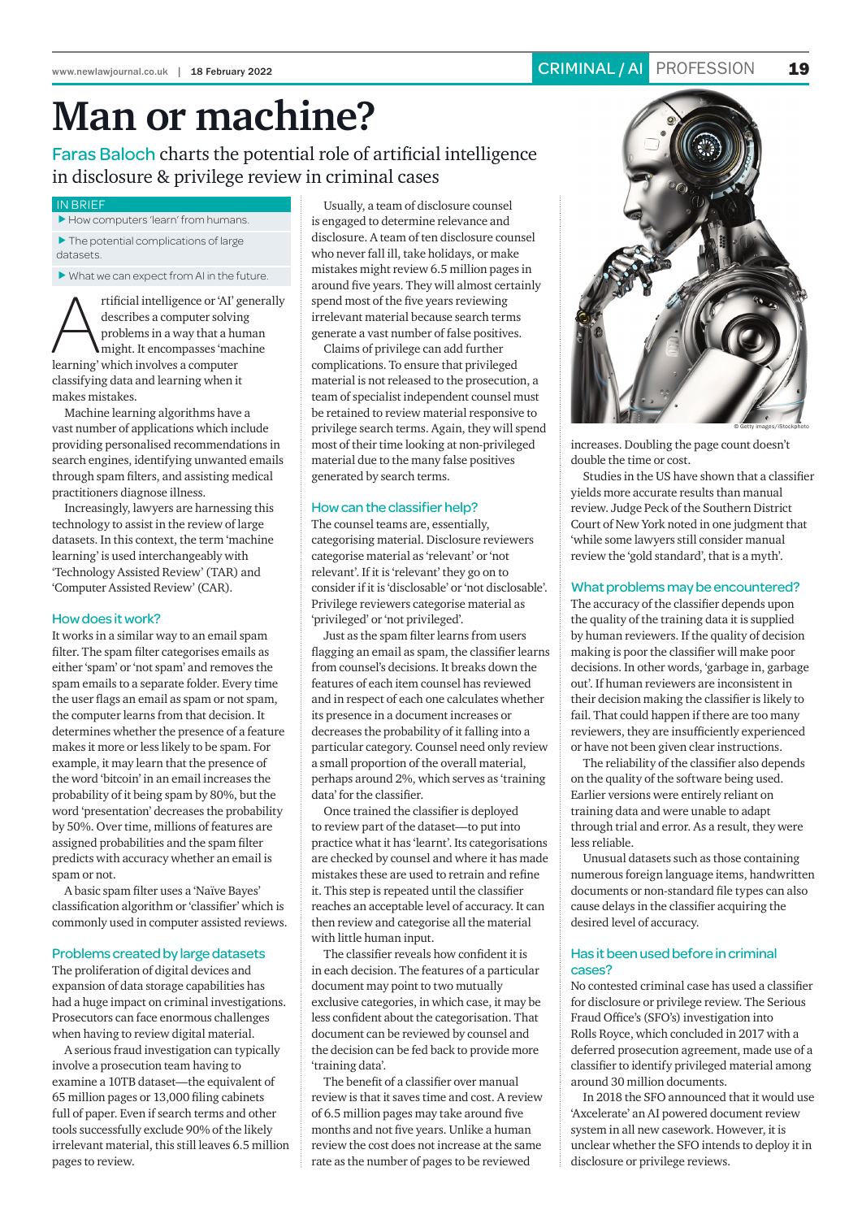# Man or machine?

**Faras Baloch** charts the potential role of artificial intelligence in disclosure & privilege review in criminal cases

**IN BRIEF**

- How computers 'learn' from humans.
- The potential complications of large datasets.
- What we can expect from AI in the future.

Artificial intelligence or 'AI' generally describes a computer solving problems in a way that a human might. It encompasses 'machine learning' which involves a computer classifying data and learning when it makes mistakes.

Machine learning algorithms have a vast number of applications which include providing personalised recommendations in search engines, identifying unwanted emails through spam filters, and assisting medical practitioners diagnose illness.

Increasingly, lawyers are harnessing this technology to assist in the review of large datasets. In this context, the term 'machine learning' is used interchangeably with 'Technology Assisted Review' (TAR) and 'Computer Assisted Review' (CAR).

## How does it work?

It works in a similar way to an email spam filter. The spam filter categorises emails as either 'spam' or 'not spam' and removes the spam emails to a separate folder. Every time the user flags an email as spam or not spam, the computer learns from that decision. It determines whether the presence of a feature makes it more or less likely to be spam. For example, it may learn that the presence of the word 'bitcoin' in an email increases the probability of it being spam by 80%, but the word 'presentation' decreases the probability by 50%. Over time, millions of features are assigned probabilities and the spam filter predicts with accuracy whether an email is spam or not.

A basic spam filter uses a 'Naïve Bayes' classification algorithm or 'classifier' which is commonly used in computer assisted reviews.

## Problems created by large datasets

The proliferation of digital devices and expansion of data storage capabilities has had a huge impact on criminal investigations. Prosecutors can face enormous challenges when having to review digital material.

A serious fraud investigation can typically involve a prosecution team having to examine a 10TB dataset—the equivalent of 65 million pages or 13,000 filing cabinets full of paper. Even if search terms and other tools successfully exclude 90% of the likely irrelevant material, this still leaves 6.5 million pages to review.

Usually, a team of disclosure counsel is engaged to determine relevance and disclosure. A team of ten disclosure counsel who never fall ill, take holidays, or make mistakes might review 6.5 million pages in around five years. They will almost certainly spend most of the five years reviewing irrelevant material because search terms generate a vast number of false positives.

Claims of privilege can add further complications. To ensure that privileged material is not released to the prosecution, a team of specialist independent counsel must be retained to review material responsive to privilege search terms. Again, they will spend most of their time looking at non-privileged material due to the many false positives generated by search terms.

## How can the classifier help?

The counsel teams are, essentially, categorising material. Disclosure reviewers categorise material as 'relevant' or 'not relevant'. If it is 'relevant' they go on to consider if it is 'disclosable' or 'not disclosable'. Privilege reviewers categorise material as 'privileged' or 'not privileged'.

Just as the spam filter learns from users flagging an email as spam, the classifier learns from counsel's decisions. It breaks down the features of each item counsel has reviewed and in respect of each one calculates whether its presence in a document increases or decreases the probability of it falling into a particular category. Counsel need only review a small proportion of the overall material, perhaps around 2%, which serves as 'training data' for the classifier.

Once trained the classifier is deployed to review part of the dataset—to put into practice what it has 'learnt'. Its categorisations are checked by counsel and where it has made mistakes these are used to retrain and refine it. This step is repeated until the classifier reaches an acceptable level of accuracy. It can then review and categorise all the material with little human input.

The classifier reveals how confident it is in each decision. The features of a particular document may point to two mutually exclusive categories, in which case, it may be less confident about the categorisation. That document can be reviewed by counsel and the decision can be fed back to provide more 'training data'.

The benefit of a classifier over manual review is that it saves time and cost. A review of 6.5 million pages may take around five months and not five years. Unlike a human review the cost does not increase at the same rate as the number of pages to be reviewed increases. Doubling the page count doesn't double the time or cost.

Studies in the US have shown that a classifier yields more accurate results than manual review. Judge Peck of the Southern District Court of New York noted in one judgment that 'while some lawyers still consider manual review the 'gold standard', that is a myth'.

## What problems may be encountered?

The accuracy of the classifier depends upon the quality of the training data it is supplied by human reviewers. If the quality of decision making is poor the classifier will make poor decisions. In other words, 'garbage in, garbage out'. If human reviewers are inconsistent in their decision making the classifier is likely to fail. That could happen if there are too many reviewers, they are insufficiently experienced or have not been given clear instructions.

The reliability of the classifier also depends on the quality of the software being used. Earlier versions were entirely reliant on training data and were unable to adapt through trial and error. As a result, they were less reliable.

Unusual datasets such as those containing numerous foreign language items, handwritten documents or non-standard file types can also cause delays in the classifier acquiring the desired level of accuracy.

## Has it been used before in criminal cases?

No contested criminal case has used a classifier for disclosure or privilege review. The Serious Fraud Office's (SFO's) investigation into Rolls Royce, which concluded in 2017 with a deferred prosecution agreement, made use of a classifier to identify privileged material among around 30 million documents.

In 2018 the SFO announced that it would use 'Axcelerate' an AI powered document review system in all new casework. However, it is unclear whether the SFO intends to deploy it in disclosure or privilege reviews.

© Getty images/iStockphoto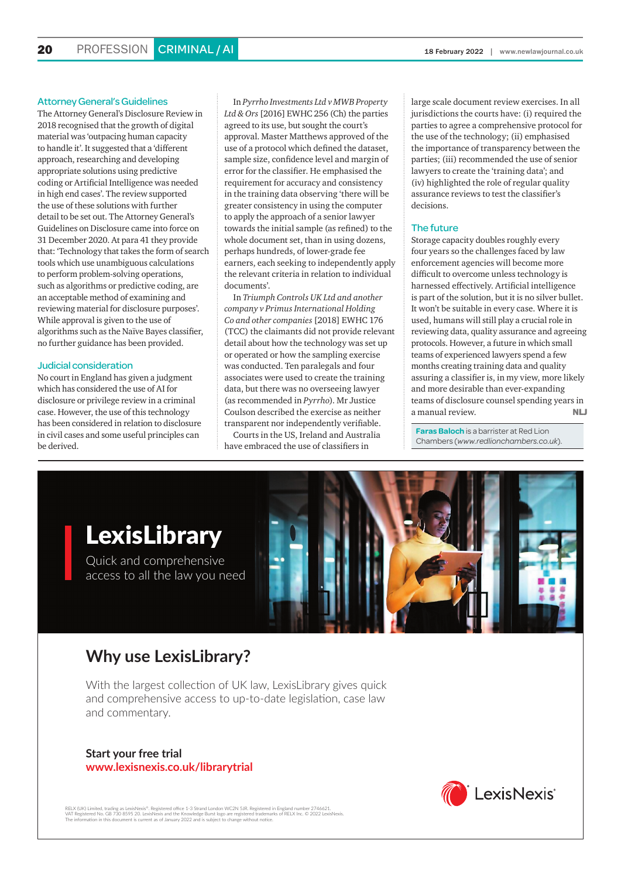## Attorney General's Guidelines

The Attorney General's Disclosure Review in 2018 recognised that the growth of digital material was 'outpacing human capacity to handle it'. It suggested that a 'different approach, researching and developing appropriate solutions using predictive coding or Artificial Intelligence was needed in high end cases'. The review supported the use of these solutions with further detail to be set out. The Attorney General's Guidelines on Disclosure came into force on 31 December 2020. At para 41 they provide that: 'Technology that takes the form of search tools which use unambiguous calculations to perform problem-solving operations, such as algorithms or predictive coding, are an acceptable method of examining and reviewing material for disclosure purposes'. While approval is given to the use of algorithms such as the Naïve Bayes classifier, no further guidance has been provided.

## Judicial consideration

No court in England has given a judgment which has considered the use of AI for disclosure or privilege review in a criminal case. However, the use of this technology has been considered in relation to disclosure in civil cases and some useful principles can be derived.

In *Pyrrho Investments Ltd v MWB Property Ltd & Ors* [2016] EWHC 256 (Ch) the parties agreed to its use, but sought the court's approval. Master Matthews approved of the use of a protocol which defined the dataset, sample size, confidence level and margin of error for the classifier. He emphasised the requirement for accuracy and consistency in the training data observing 'there will be greater consistency in using the computer to apply the approach of a senior lawyer towards the initial sample (as refined) to the whole document set, than in using dozens, perhaps hundreds, of lower-grade fee earners, each seeking to independently apply the relevant criteria in relation to individual documents'.

In *Triumph Controls UK Ltd and another company v Primus International Holding Co and other companies* [2018] EWHC 176 (TCC) the claimants did not provide relevant detail about how the technology was set up or operated or how the sampling exercise was conducted. Ten paralegals and four associates were used to create the training data, but there was no overseeing lawyer (as recommended in *Pyrrho*). Mr Justice Coulson described the exercise as neither transparent nor independently verifiable.

Courts in the US, Ireland and Australia have embraced the use of classifiers in large scale document review exercises. In all jurisdictions the courts have: (i) required the parties to agree a comprehensive protocol for the use of the technology; (ii) emphasised the importance of transparency between the parties; (iii) recommended the use of senior lawyers to create the 'training data'; and (iv) highlighted the role of regular quality assurance reviews to test the classifier's decisions.

## The future

Storage capacity doubles roughly every four years so the challenges faced by law enforcement agencies will become more difficult to overcome unless technology is harnessed effectively. Artificial intelligence is part of the solution, but it is no silver bullet. It won't be suitable in every case. Where it is used, humans will still play a crucial role in reviewing data, quality assurance and agreeing protocols. However, a future in which small teams of experienced lawyers spend a few months creating training data and quality assuring a classifier is, in my view, more likely and more desirable than ever-expanding teams of disclosure counsel spending years in a manual review. **NLJ**

**Faras Baloch** is a barrister at Red Lion Chambers (*www.redlionchambers.co.uk*).

---

# LexisLibrary

Quick and comprehensive access to all the law you need

## Why use LexisLibrary?

With the largest collection of UK law, LexisLibrary gives quick and comprehensive access to up-to-date legislation, case law and commentary.

**Start your free trial**
**www.lexisnexis.co.uk/librarytrial**

LexisNexis®

RELX (UK) Limited, trading as LexisNexis®. Registered office 1-3 Strand London WC2N 5JR. Registered in England number 2746621. VAT Registered No. GB 730 8595 20. LexisNexis and the Knowledge Burst logo are registered trademarks of RELX Inc. © 2022 LexisNexis. The information in this document is current as of January 2022 and is subject to change without notice.